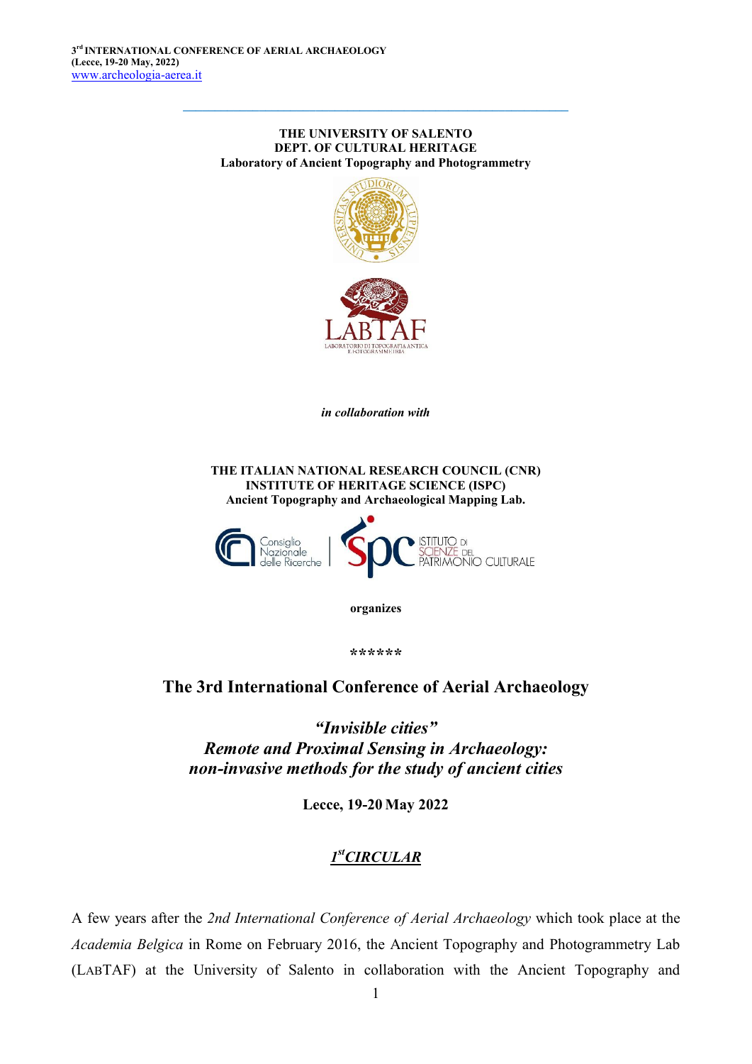**THE UNIVERSITY OF SALENTO**
**DEPT. OF CULTURAL HERITAGE**
**Laboratory of Ancient Topography and Photogrammetry**

***in collaboration with***

**THE ITALIAN NATIONAL RESEARCH COUNCIL (CNR)**
**INSTITUTE OF HERITAGE SCIENCE (ISPC)**
**Ancient Topography and Archaeological Mapping Lab.**

**organizes**

**\*\*\*\*\*\***

# The 3rd International Conference of Aerial Archaeology

## *"Invisible cities"*
## *Remote and Proximal Sensing in Archaeology: non-invasive methods for the study of ancient cities*

**Lecce, 19-20 May 2022**

***1st CIRCULAR***

A few years after the *2nd International Conference of Aerial Archaeology* which took place at the *Academia Belgica* in Rome on February 2016, the Ancient Topography and Photogrammetry Lab (LABTAF) at the University of Salento in collaboration with the Ancient Topography and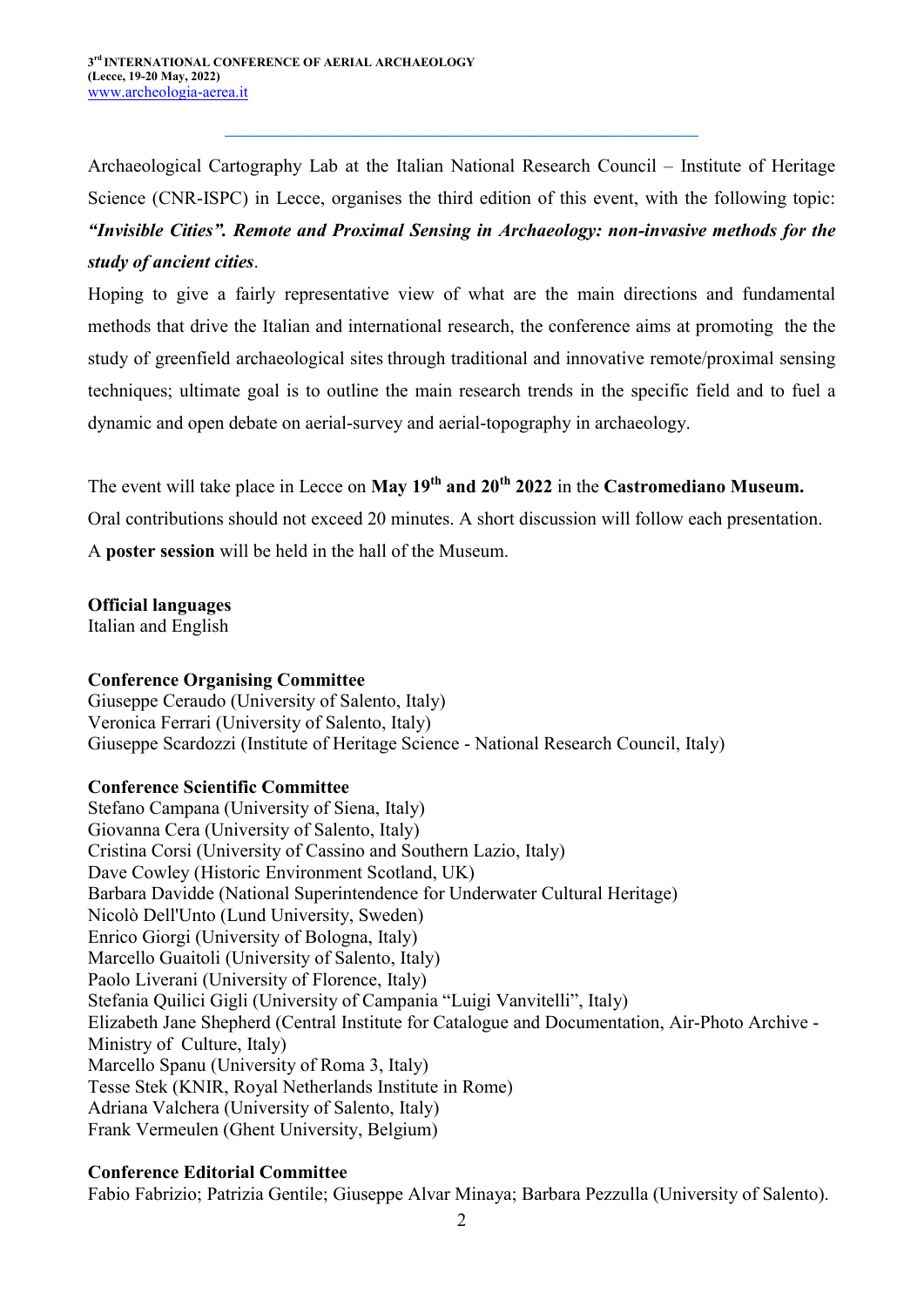Archaeological Cartography Lab at the Italian National Research Council – Institute of Heritage Science (CNR-ISPC) in Lecce, organises the third edition of this event, with the following topic: ***"Invisible Cities". Remote and Proximal Sensing in Archaeology: non-invasive methods for the study of ancient cities***.

Hoping to give a fairly representative view of what are the main directions and fundamental methods that drive the Italian and international research, the conference aims at promoting the the study of greenfield archaeological sites through traditional and innovative remote/proximal sensing techniques; ultimate goal is to outline the main research trends in the specific field and to fuel a dynamic and open debate on aerial-survey and aerial-topography in archaeology.

The event will take place in Lecce on **May 19th and 20th 2022** in the **Castromediano Museum.** Oral contributions should not exceed 20 minutes. A short discussion will follow each presentation. A **poster session** will be held in the hall of the Museum.

**Official languages**
Italian and English

**Conference Organising Committee**
Giuseppe Ceraudo (University of Salento, Italy)
Veronica Ferrari (University of Salento, Italy)
Giuseppe Scardozzi (Institute of Heritage Science - National Research Council, Italy)

**Conference Scientific Committee**
Stefano Campana (University of Siena, Italy)
Giovanna Cera (University of Salento, Italy)
Cristina Corsi (University of Cassino and Southern Lazio, Italy)
Dave Cowley (Historic Environment Scotland, UK)
Barbara Davidde (National Superintendence for Underwater Cultural Heritage)
Nicolò Dell'Unto (Lund University, Sweden)
Enrico Giorgi (University of Bologna, Italy)
Marcello Guaitoli (University of Salento, Italy)
Paolo Liverani (University of Florence, Italy)
Stefania Quilici Gigli (University of Campania "Luigi Vanvitelli", Italy)
Elizabeth Jane Shepherd (Central Institute for Catalogue and Documentation, Air-Photo Archive - Ministry of Culture, Italy)
Marcello Spanu (University of Roma 3, Italy)
Tesse Stek (KNIR, Royal Netherlands Institute in Rome)
Adriana Valchera (University of Salento, Italy)
Frank Vermeulen (Ghent University, Belgium)

**Conference Editorial Committee**
Fabio Fabrizio; Patrizia Gentile; Giuseppe Alvar Minaya; Barbara Pezzulla (University of Salento).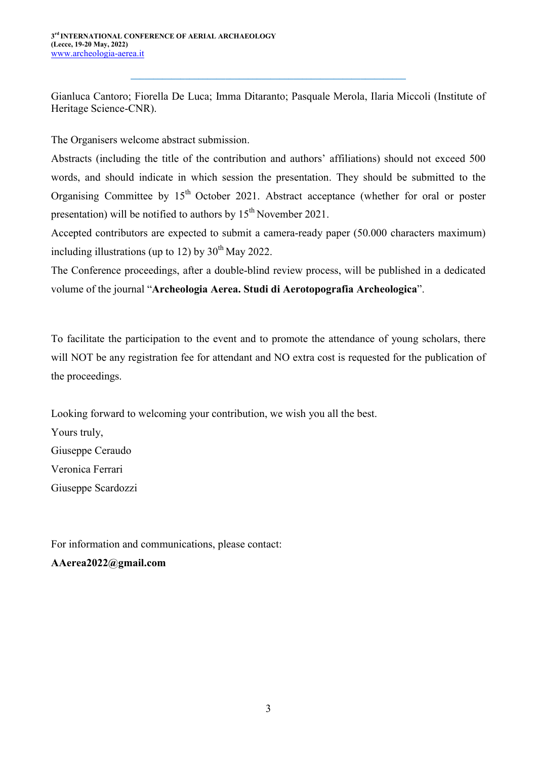Gianluca Cantoro; Fiorella De Luca; Imma Ditaranto; Pasquale Merola, Ilaria Miccoli (Institute of Heritage Science-CNR).

The Organisers welcome abstract submission.

Abstracts (including the title of the contribution and authors' affiliations) should not exceed 500 words, and should indicate in which session the presentation. They should be submitted to the Organising Committee by 15th October 2021. Abstract acceptance (whether for oral or poster presentation) will be notified to authors by 15th November 2021.

Accepted contributors are expected to submit a camera-ready paper (50.000 characters maximum) including illustrations (up to 12) by 30th May 2022.

The Conference proceedings, after a double-blind review process, will be published in a dedicated volume of the journal "**Archeologia Aerea. Studi di Aerotopografia Archeologica**".

To facilitate the participation to the event and to promote the attendance of young scholars, there will NOT be any registration fee for attendant and NO extra cost is requested for the publication of the proceedings.

Looking forward to welcoming your contribution, we wish you all the best.

Yours truly,

Giuseppe Ceraudo

Veronica Ferrari

Giuseppe Scardozzi

For information and communications, please contact:

**AAerea2022@gmail.com**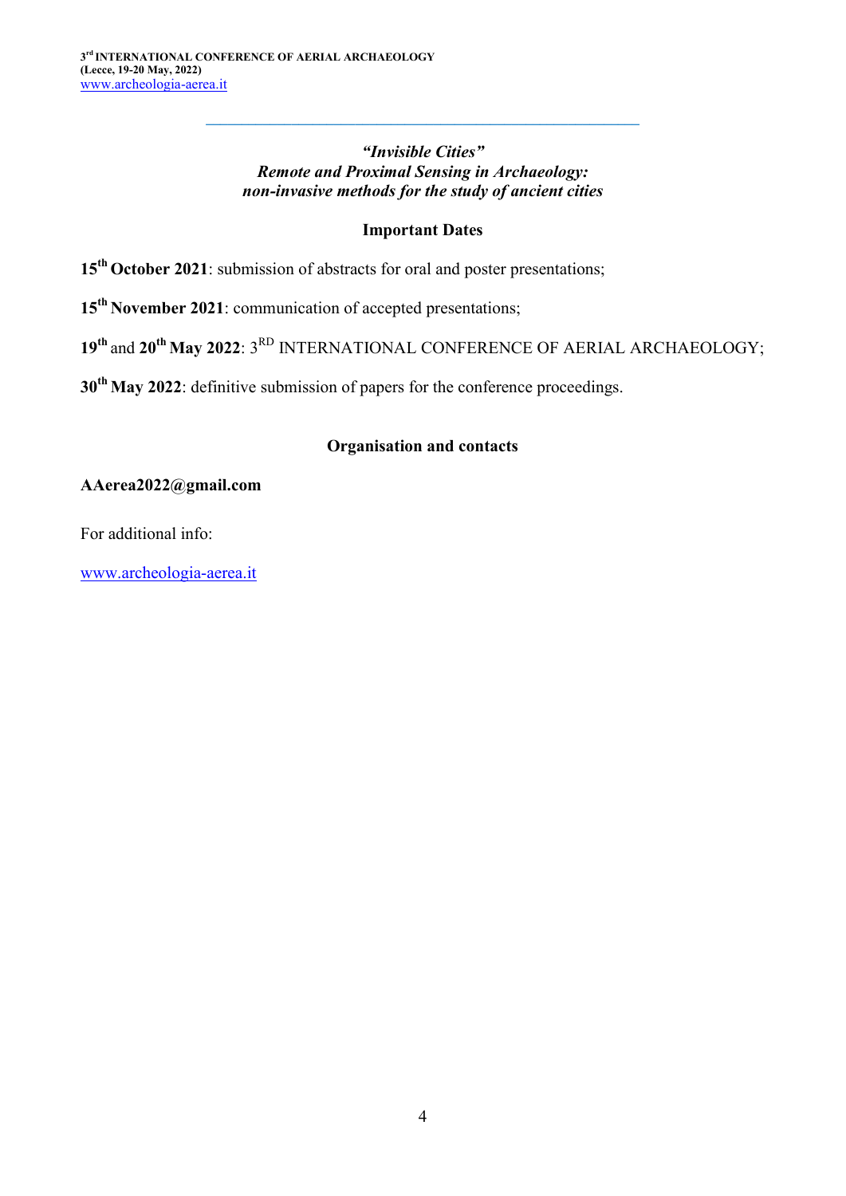*“Invisible Cities”*
*Remote and Proximal Sensing in Archaeology:*
*non-invasive methods for the study of ancient cities*

## Important Dates

**15th October 2021**: submission of abstracts for oral and poster presentations;

**15th November 2021**: communication of accepted presentations;

**19th** and **20th May 2022**: 3RD INTERNATIONAL CONFERENCE OF AERIAL ARCHAEOLOGY;

**30th May 2022**: definitive submission of papers for the conference proceedings.

## Organisation and contacts

**AAerea2022@gmail.com**

For additional info:

www.archeologia-aerea.it